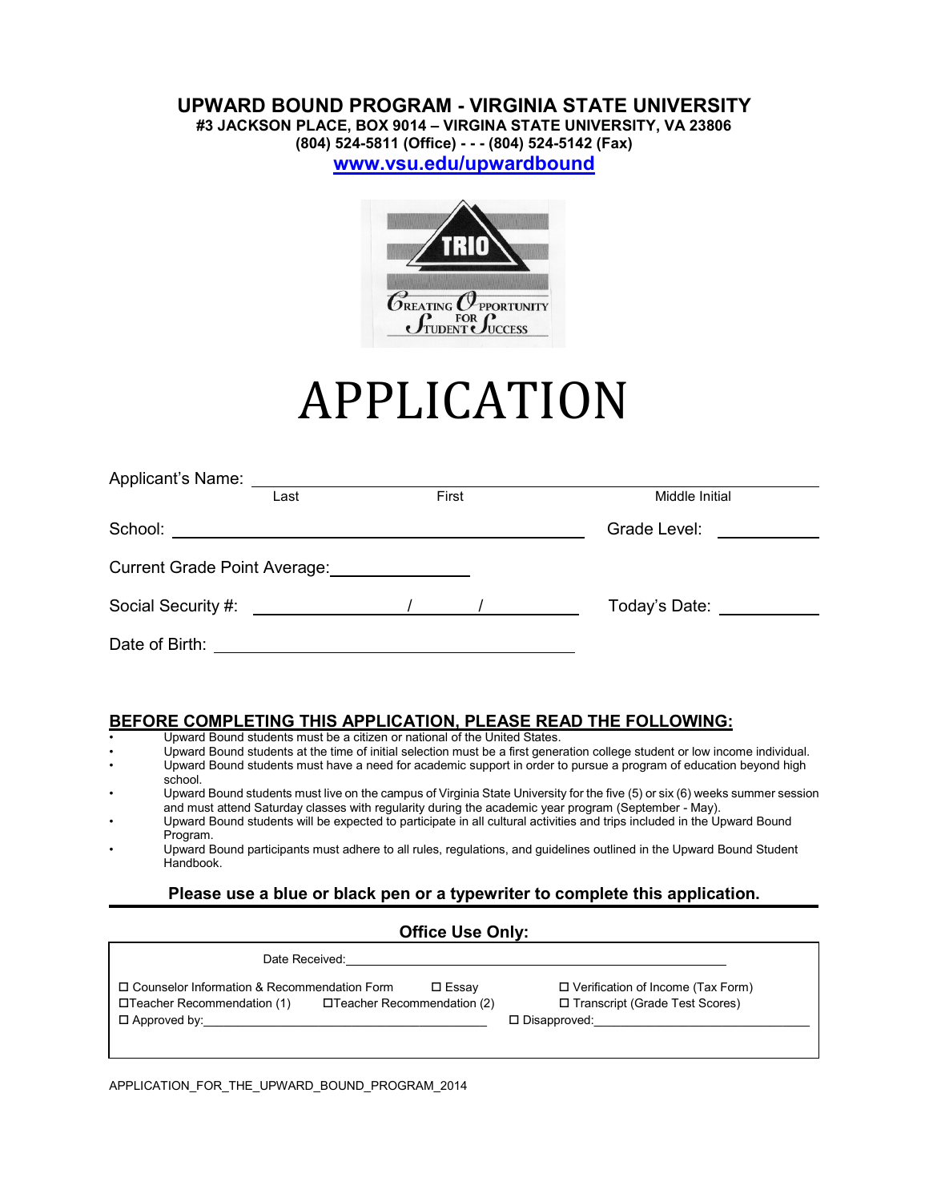# UPWARD BOUND PROGRAM - VIRGINIA STATE UNIVERSITY

**#3 JACKSON PLACE, BOX 9014 – VIRGINA STATE UNIVERSITY, VA 23806**
**(804) 524-5811 (Office) - - - (804) 524-5142 (Fax)**
**www.vsu.edu/upwardbound**

TRIO
Creating Opportunity for Student Success

# APPLICATION

Applicant's Name: ______________________________________________
Last First Middle Initial

School: ______________________________ Grade Level: __________

Current Grade Point Average: ______________

Social Security #: ________ / ______ / ________ Today's Date: __________

Date of Birth: ______________________________

## BEFORE COMPLETING THIS APPLICATION, PLEASE READ THE FOLLOWING:

- Upward Bound students must be a citizen or national of the United States.
- Upward Bound students at the time of initial selection must be a first generation college student or low income individual.
- Upward Bound students must have a need for academic support in order to pursue a program of education beyond high school.
- Upward Bound students must live on the campus of Virginia State University for the five (5) or six (6) weeks summer session and must attend Saturday classes with regularity during the academic year program (September - May).
- Upward Bound students will be expected to participate in all cultural activities and trips included in the Upward Bound Program.
- Upward Bound participants must adhere to all rules, regulations, and guidelines outlined in the Upward Bound Student Handbook.

**Please use a blue or black pen or a typewriter to complete this application.**

---

**Office Use Only:**

Date Received: ______________________________

☐ Counselor Information & Recommendation Form ☐ Essay ☐ Verification of Income (Tax Form)
☐ Teacher Recommendation (1) ☐ Teacher Recommendation (2) ☐ Transcript (Grade Test Scores)
☐ Approved by: ______________________ ☐ Disapproved: ______________________

APPLICATION_FOR_THE_UPWARD_BOUND_PROGRAM_2014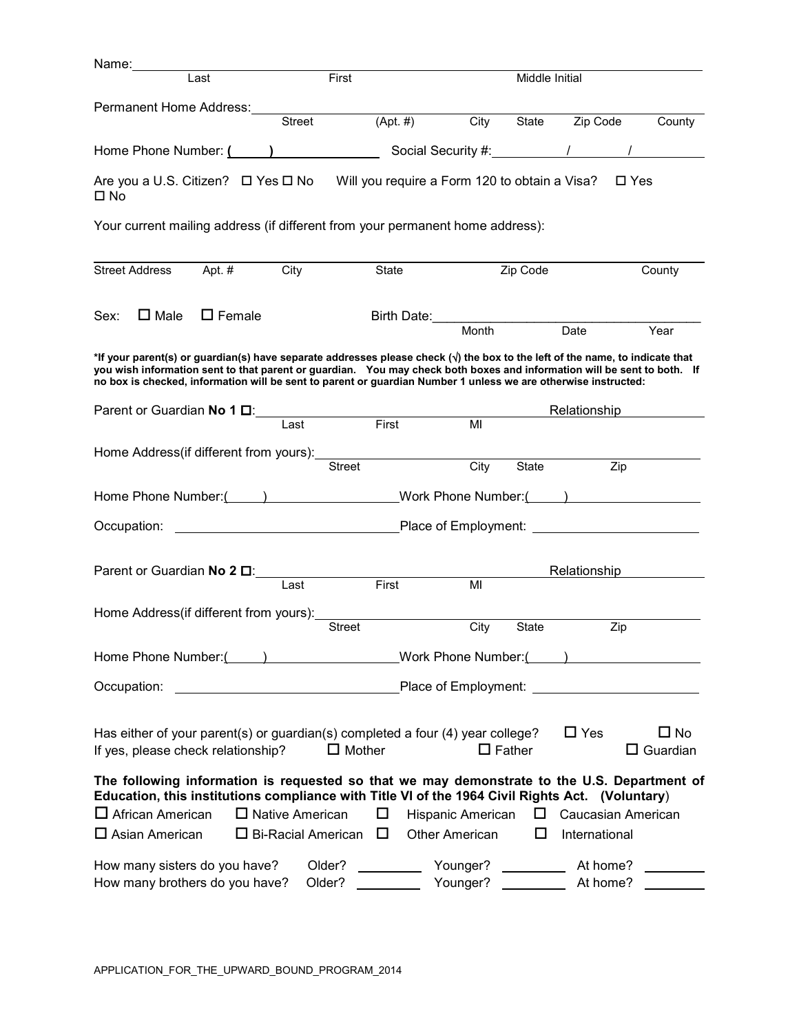Name: ______________________________________________________________
Last First Middle Initial

Permanent Home Address: ______________________________________________
Street (Apt. #) City State Zip Code County

Home Phone Number: (     ) ______________ Social Security #: ______ / ______ / ______

Are you a U.S. Citizen? ☐ Yes ☐ No Will you require a Form 120 to obtain a Visa? ☐ Yes ☐ No

Your current mailing address (if different from your permanent home address):

______________________________________________________________
Street Address Apt. # City State Zip Code County

Sex: ☐ Male ☐ Female Birth Date: ______________________________
Month Date Year

**\*If your parent(s) or guardian(s) have separate addresses please check (√) the box to the left of the name, to indicate that you wish information sent to that parent or guardian. You may check both boxes and information will be sent to both. If no box is checked, information will be sent to parent or guardian Number 1 unless we are otherwise instructed:**

Parent or Guardian **No 1** ☐: ______________________________ Relationship __________
Last First MI

Home Address(if different from yours): ______________________________
Street City State Zip

Home Phone Number:(     ) ______________ Work Phone Number:(     ) ______________

Occupation: ______________________________ Place of Employment: ______________________

Parent or Guardian **No 2** ☐: ______________________________ Relationship __________
Last First MI

Home Address(if different from yours): ______________________________
Street City State Zip

Home Phone Number:(     ) ______________ Work Phone Number:(     ) ______________

Occupation: ______________________________ Place of Employment: ______________________

Has either of your parent(s) or guardian(s) completed a four (4) year college? ☐ Yes ☐ No
If yes, please check relationship? ☐ Mother ☐ Father ☐ Guardian

**The following information is requested so that we may demonstrate to the U.S. Department of Education, this institutions compliance with Title VI of the 1964 Civil Rights Act. (Voluntary)**

☐ African American ☐ Native American ☐ Hispanic American ☐ Caucasian American
☐ Asian American ☐ Bi-Racial American ☐ Other American ☐ International

How many sisters do you have? Older? ________ Younger? ________ At home? ________
How many brothers do you have? Older? ________ Younger? ________ At home? ________

APPLICATION_FOR_THE_UPWARD_BOUND_PROGRAM_2014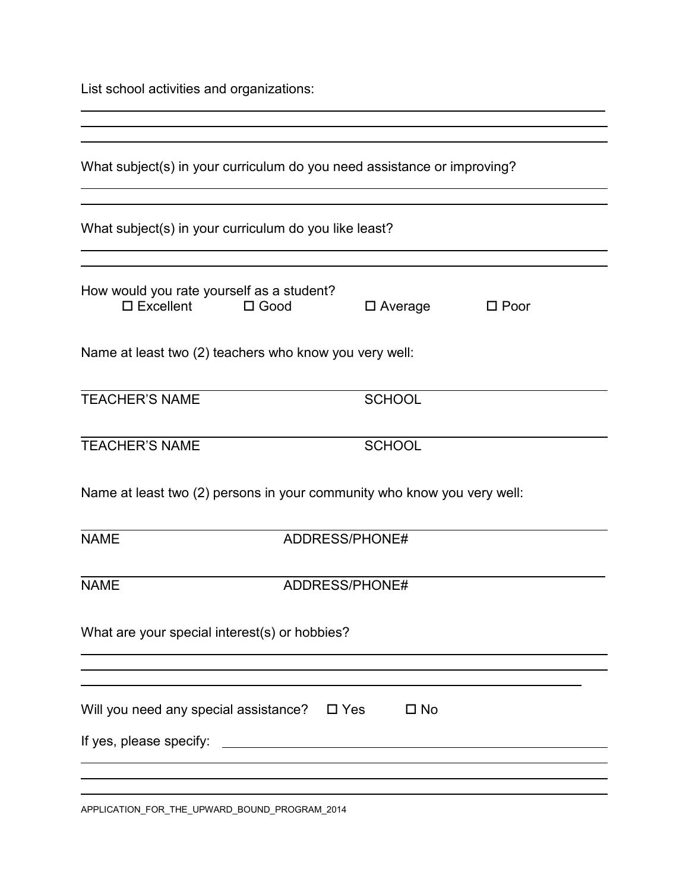List school activities and organizations:

\_\_\_\_\_\_\_\_\_\_\_\_\_\_\_\_\_\_\_\_\_\_\_\_\_\_\_\_\_\_\_\_\_\_\_\_\_\_\_\_\_\_\_\_\_\_\_\_\_\_\_\_\_\_\_\_\_\_\_\_\_\_\_\_\_\_\_\_\_\_

\_\_\_\_\_\_\_\_\_\_\_\_\_\_\_\_\_\_\_\_\_\_\_\_\_\_\_\_\_\_\_\_\_\_\_\_\_\_\_\_\_\_\_\_\_\_\_\_\_\_\_\_\_\_\_\_\_\_\_\_\_\_\_\_\_\_\_\_\_\_

\_\_\_\_\_\_\_\_\_\_\_\_\_\_\_\_\_\_\_\_\_\_\_\_\_\_\_\_\_\_\_\_\_\_\_\_\_\_\_\_\_\_\_\_\_\_\_\_\_\_\_\_\_\_\_\_\_\_\_\_\_\_\_\_\_\_\_\_\_\_

What subject(s) in your curriculum do you need assistance or improving?

\_\_\_\_\_\_\_\_\_\_\_\_\_\_\_\_\_\_\_\_\_\_\_\_\_\_\_\_\_\_\_\_\_\_\_\_\_\_\_\_\_\_\_\_\_\_\_\_\_\_\_\_\_\_\_\_\_\_\_\_\_\_\_\_\_\_\_\_\_\_

\_\_\_\_\_\_\_\_\_\_\_\_\_\_\_\_\_\_\_\_\_\_\_\_\_\_\_\_\_\_\_\_\_\_\_\_\_\_\_\_\_\_\_\_\_\_\_\_\_\_\_\_\_\_\_\_\_\_\_\_\_\_\_\_\_\_\_\_\_\_

What subject(s) in your curriculum do you like least?

\_\_\_\_\_\_\_\_\_\_\_\_\_\_\_\_\_\_\_\_\_\_\_\_\_\_\_\_\_\_\_\_\_\_\_\_\_\_\_\_\_\_\_\_\_\_\_\_\_\_\_\_\_\_\_\_\_\_\_\_\_\_\_\_\_\_\_\_\_\_

\_\_\_\_\_\_\_\_\_\_\_\_\_\_\_\_\_\_\_\_\_\_\_\_\_\_\_\_\_\_\_\_\_\_\_\_\_\_\_\_\_\_\_\_\_\_\_\_\_\_\_\_\_\_\_\_\_\_\_\_\_\_\_\_\_\_\_\_\_\_

How would you rate yourself as a student?

☐ Excellent ☐ Good ☐ Average ☐ Poor

Name at least two (2) teachers who know you very well:

\_\_\_\_\_\_\_\_\_\_\_\_\_\_\_\_\_\_\_\_\_\_\_\_\_\_\_\_\_\_\_\_\_\_\_\_\_\_\_\_\_\_\_\_\_\_\_\_\_\_\_\_\_\_\_\_\_\_\_\_\_\_\_\_\_\_\_\_\_\_

TEACHER'S NAME SCHOOL

\_\_\_\_\_\_\_\_\_\_\_\_\_\_\_\_\_\_\_\_\_\_\_\_\_\_\_\_\_\_\_\_\_\_\_\_\_\_\_\_\_\_\_\_\_\_\_\_\_\_\_\_\_\_\_\_\_\_\_\_\_\_\_\_\_\_\_\_\_\_

TEACHER'S NAME SCHOOL

Name at least two (2) persons in your community who know you very well:

\_\_\_\_\_\_\_\_\_\_\_\_\_\_\_\_\_\_\_\_\_\_\_\_\_\_\_\_\_\_\_\_\_\_\_\_\_\_\_\_\_\_\_\_\_\_\_\_\_\_\_\_\_\_\_\_\_\_\_\_\_\_\_\_\_\_\_\_\_\_

NAME ADDRESS/PHONE#

\_\_\_\_\_\_\_\_\_\_\_\_\_\_\_\_\_\_\_\_\_\_\_\_\_\_\_\_\_\_\_\_\_\_\_\_\_\_\_\_\_\_\_\_\_\_\_\_\_\_\_\_\_\_\_\_\_\_\_\_\_\_\_\_\_\_\_\_\_\_

NAME ADDRESS/PHONE#

What are your special interest(s) or hobbies?

\_\_\_\_\_\_\_\_\_\_\_\_\_\_\_\_\_\_\_\_\_\_\_\_\_\_\_\_\_\_\_\_\_\_\_\_\_\_\_\_\_\_\_\_\_\_\_\_\_\_\_\_\_\_\_\_\_\_\_\_\_\_\_\_\_\_\_\_\_\_

\_\_\_\_\_\_\_\_\_\_\_\_\_\_\_\_\_\_\_\_\_\_\_\_\_\_\_\_\_\_\_\_\_\_\_\_\_\_\_\_\_\_\_\_\_\_\_\_\_\_\_\_\_\_\_\_\_\_\_\_\_\_\_\_\_\_\_\_\_\_

\_\_\_\_\_\_\_\_\_\_\_\_\_\_\_\_\_\_\_\_\_\_\_\_\_\_\_\_\_\_\_\_\_\_\_\_\_\_\_\_\_\_\_\_\_\_\_\_\_\_\_\_\_\_\_\_\_\_\_\_\_\_\_\_\_\_\_\_\_\_

Will you need any special assistance? ☐ Yes ☐ No

If yes, please specify: \_\_\_\_\_\_\_\_\_\_\_\_\_\_\_\_\_\_\_\_\_\_\_\_\_\_\_\_\_\_\_\_\_\_\_\_\_\_\_\_\_\_\_\_\_\_\_\_\_\_\_\_

\_\_\_\_\_\_\_\_\_\_\_\_\_\_\_\_\_\_\_\_\_\_\_\_\_\_\_\_\_\_\_\_\_\_\_\_\_\_\_\_\_\_\_\_\_\_\_\_\_\_\_\_\_\_\_\_\_\_\_\_\_\_\_\_\_\_\_\_\_\_

\_\_\_\_\_\_\_\_\_\_\_\_\_\_\_\_\_\_\_\_\_\_\_\_\_\_\_\_\_\_\_\_\_\_\_\_\_\_\_\_\_\_\_\_\_\_\_\_\_\_\_\_\_\_\_\_\_\_\_\_\_\_\_\_\_\_\_\_\_\_

\_\_\_\_\_\_\_\_\_\_\_\_\_\_\_\_\_\_\_\_\_\_\_\_\_\_\_\_\_\_\_\_\_\_\_\_\_\_\_\_\_\_\_\_\_\_\_\_\_\_\_\_\_\_\_\_\_\_\_\_\_\_\_\_\_\_\_\_\_\_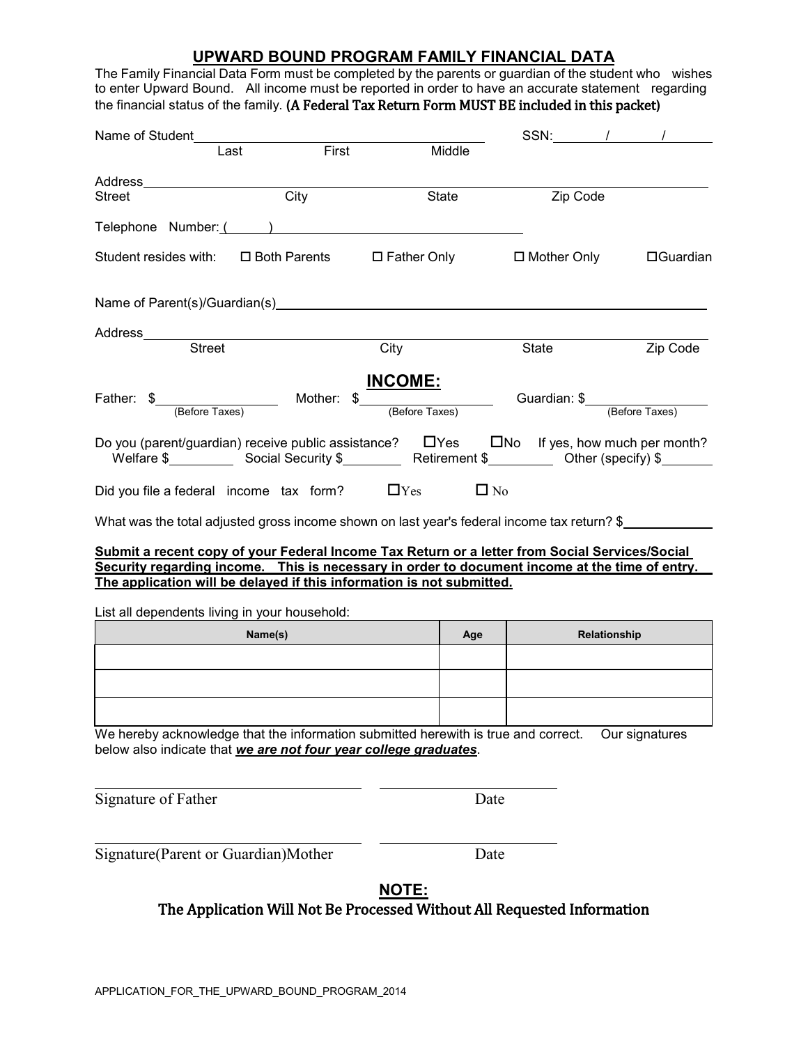## UPWARD BOUND PROGRAM FAMILY FINANCIAL DATA

The Family Financial Data Form must be completed by the parents or guardian of the student who wishes to enter Upward Bound. All income must be reported in order to have an accurate statement regarding the financial status of the family. **(A Federal Tax Return Form MUST BE included in this packet)**

Name of Student________________________________________ SSN:______/______/______
Last First Middle

Address__________________________________________________________________
Street City State Zip Code

Telephone Number: (     ) ______________________________

Student resides with: ☐ Both Parents ☐ Father Only ☐ Mother Only ☐ Guardian

Name of Parent(s)/Guardian(s)____________________________________________

Address__________________________________________________________________
Street City State Zip Code

### INCOME:

Father: $______________ (Before Taxes) Mother: $______________ (Before Taxes) Guardian: $______________ (Before Taxes)

Do you (parent/guardian) receive public assistance? ☐ Yes ☐ No If yes, how much per month?
Welfare $________ Social Security $________ Retirement $________ Other (specify) $________

Did you file a federal income tax form? ☐ Yes ☐ No

What was the total adjusted gross income shown on last year's federal income tax return? $__________

**Submit a recent copy of your Federal Income Tax Return or a letter from Social Services/Social Security regarding income. This is necessary in order to document income at the time of entry. The application will be delayed if this information is not submitted.**

List all dependents living in your household:

| Name(s) | Age | Relationship |
|---|---|---|
| | | |
| | | |
| | | |

We hereby acknowledge that the information submitted herewith is true and correct. Our signatures below also indicate that ***we are not four year college graduates***.

______________________________ ______________________
Signature of Father Date

______________________________ ______________________
Signature(Parent or Guardian)Mother Date

**NOTE:**

**The Application Will Not Be Processed Without All Requested Information**

APPLICATION_FOR_THE_UPWARD_BOUND_PROGRAM_2014